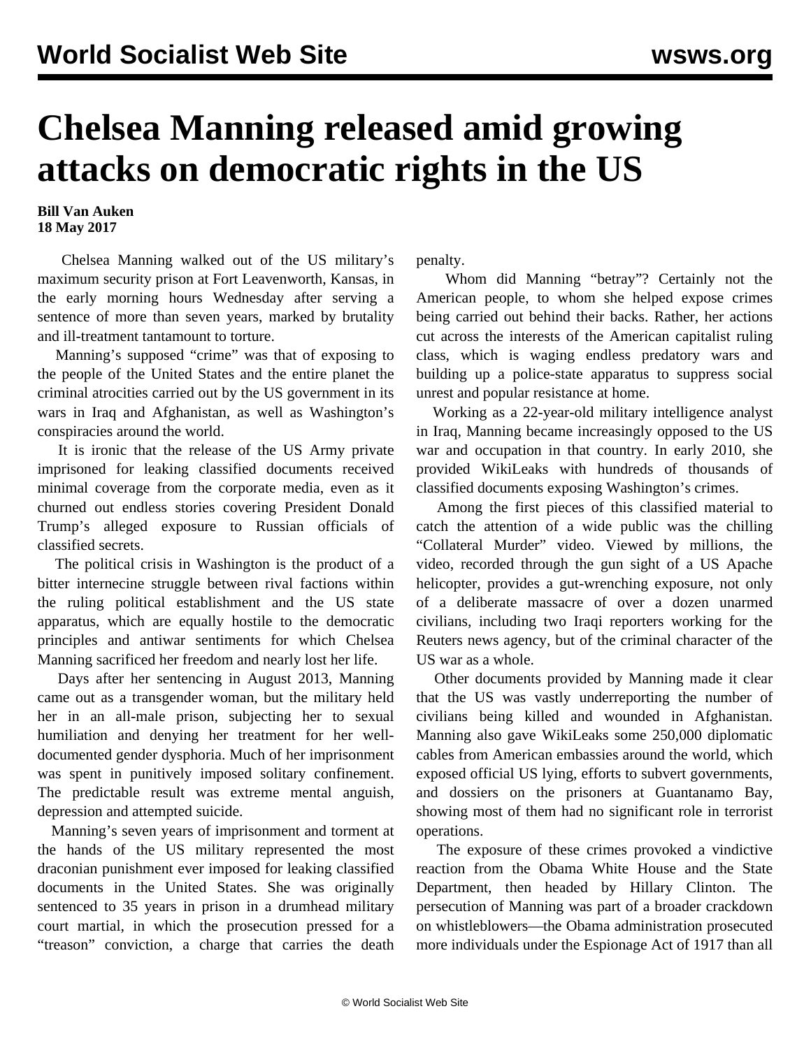# Chelsea Manning released amid growing attacks on democratic rights in the US

**Bill Van Auken**
**18 May 2017**

Chelsea Manning walked out of the US military's maximum security prison at Fort Leavenworth, Kansas, in the early morning hours Wednesday after serving a sentence of more than seven years, marked by brutality and ill-treatment tantamount to torture.

Manning's supposed "crime" was that of exposing to the people of the United States and the entire planet the criminal atrocities carried out by the US government in its wars in Iraq and Afghanistan, as well as Washington's conspiracies around the world.

It is ironic that the release of the US Army private imprisoned for leaking classified documents received minimal coverage from the corporate media, even as it churned out endless stories covering President Donald Trump's alleged exposure to Russian officials of classified secrets.

The political crisis in Washington is the product of a bitter internecine struggle between rival factions within the ruling political establishment and the US state apparatus, which are equally hostile to the democratic principles and antiwar sentiments for which Chelsea Manning sacrificed her freedom and nearly lost her life.

Days after her sentencing in August 2013, Manning came out as a transgender woman, but the military held her in an all-male prison, subjecting her to sexual humiliation and denying her treatment for her well-documented gender dysphoria. Much of her imprisonment was spent in punitively imposed solitary confinement. The predictable result was extreme mental anguish, depression and attempted suicide.

Manning's seven years of imprisonment and torment at the hands of the US military represented the most draconian punishment ever imposed for leaking classified documents in the United States. She was originally sentenced to 35 years in prison in a drumhead military court martial, in which the prosecution pressed for a "treason" conviction, a charge that carries the death penalty.

Whom did Manning "betray"? Certainly not the American people, to whom she helped expose crimes being carried out behind their backs. Rather, her actions cut across the interests of the American capitalist ruling class, which is waging endless predatory wars and building up a police-state apparatus to suppress social unrest and popular resistance at home.

Working as a 22-year-old military intelligence analyst in Iraq, Manning became increasingly opposed to the US war and occupation in that country. In early 2010, she provided WikiLeaks with hundreds of thousands of classified documents exposing Washington's crimes.

Among the first pieces of this classified material to catch the attention of a wide public was the chilling "Collateral Murder" video. Viewed by millions, the video, recorded through the gun sight of a US Apache helicopter, provides a gut-wrenching exposure, not only of a deliberate massacre of over a dozen unarmed civilians, including two Iraqi reporters working for the Reuters news agency, but of the criminal character of the US war as a whole.

Other documents provided by Manning made it clear that the US was vastly underreporting the number of civilians being killed and wounded in Afghanistan. Manning also gave WikiLeaks some 250,000 diplomatic cables from American embassies around the world, which exposed official US lying, efforts to subvert governments, and dossiers on the prisoners at Guantanamo Bay, showing most of them had no significant role in terrorist operations.

The exposure of these crimes provoked a vindictive reaction from the Obama White House and the State Department, then headed by Hillary Clinton. The persecution of Manning was part of a broader crackdown on whistleblowers—the Obama administration prosecuted more individuals under the Espionage Act of 1917 than all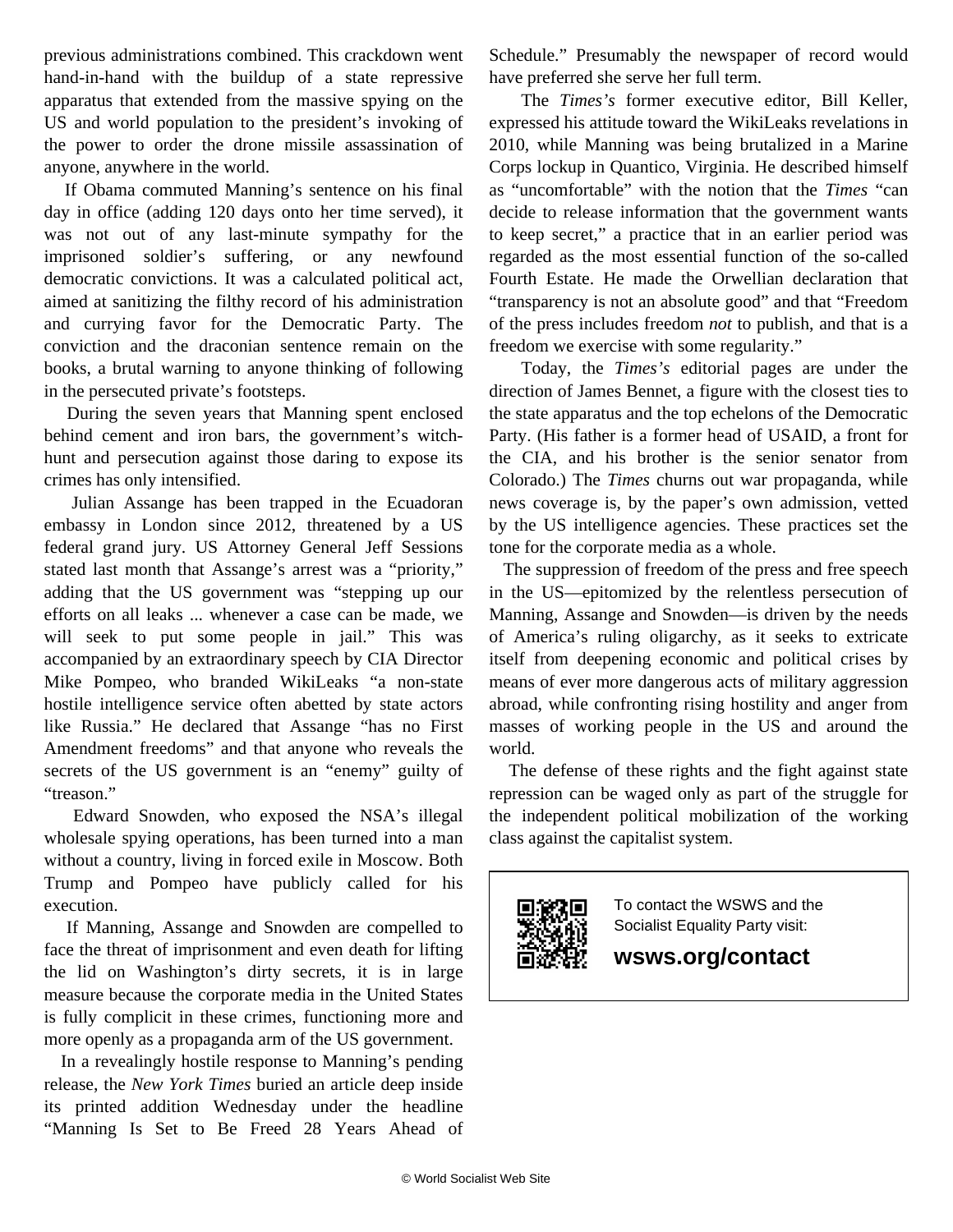previous administrations combined. This crackdown went hand-in-hand with the buildup of a state repressive apparatus that extended from the massive spying on the US and world population to the president's invoking of the power to order the drone missile assassination of anyone, anywhere in the world.

If Obama commuted Manning's sentence on his final day in office (adding 120 days onto her time served), it was not out of any last-minute sympathy for the imprisoned soldier's suffering, or any newfound democratic convictions. It was a calculated political act, aimed at sanitizing the filthy record of his administration and currying favor for the Democratic Party. The conviction and the draconian sentence remain on the books, a brutal warning to anyone thinking of following in the persecuted private's footsteps.

During the seven years that Manning spent enclosed behind cement and iron bars, the government's witch-hunt and persecution against those daring to expose its crimes has only intensified.

Julian Assange has been trapped in the Ecuadoran embassy in London since 2012, threatened by a US federal grand jury. US Attorney General Jeff Sessions stated last month that Assange's arrest was a "priority," adding that the US government was "stepping up our efforts on all leaks ... whenever a case can be made, we will seek to put some people in jail." This was accompanied by an extraordinary speech by CIA Director Mike Pompeo, who branded WikiLeaks "a non-state hostile intelligence service often abetted by state actors like Russia." He declared that Assange "has no First Amendment freedoms" and that anyone who reveals the secrets of the US government is an "enemy" guilty of "treason."

Edward Snowden, who exposed the NSA's illegal wholesale spying operations, has been turned into a man without a country, living in forced exile in Moscow. Both Trump and Pompeo have publicly called for his execution.

If Manning, Assange and Snowden are compelled to face the threat of imprisonment and even death for lifting the lid on Washington's dirty secrets, it is in large measure because the corporate media in the United States is fully complicit in these crimes, functioning more and more openly as a propaganda arm of the US government.

In a revealingly hostile response to Manning's pending release, the *New York Times* buried an article deep inside its printed addition Wednesday under the headline "Manning Is Set to Be Freed 28 Years Ahead of Schedule." Presumably the newspaper of record would have preferred she serve her full term.

The *Times's* former executive editor, Bill Keller, expressed his attitude toward the WikiLeaks revelations in 2010, while Manning was being brutalized in a Marine Corps lockup in Quantico, Virginia. He described himself as "uncomfortable" with the notion that the *Times* "can decide to release information that the government wants to keep secret," a practice that in an earlier period was regarded as the most essential function of the so-called Fourth Estate. He made the Orwellian declaration that "transparency is not an absolute good" and that "Freedom of the press includes freedom *not* to publish, and that is a freedom we exercise with some regularity."

Today, the *Times's* editorial pages are under the direction of James Bennet, a figure with the closest ties to the state apparatus and the top echelons of the Democratic Party. (His father is a former head of USAID, a front for the CIA, and his brother is the senior senator from Colorado.) The *Times* churns out war propaganda, while news coverage is, by the paper's own admission, vetted by the US intelligence agencies. These practices set the tone for the corporate media as a whole.

The suppression of freedom of the press and free speech in the US—epitomized by the relentless persecution of Manning, Assange and Snowden—is driven by the needs of America's ruling oligarchy, as it seeks to extricate itself from deepening economic and political crises by means of ever more dangerous acts of military aggression abroad, while confronting rising hostility and anger from masses of working people in the US and around the world.

The defense of these rights and the fight against state repression can be waged only as part of the struggle for the independent political mobilization of the working class against the capitalist system.

To contact the WSWS and the Socialist Equality Party visit:

**wsws.org/contact**